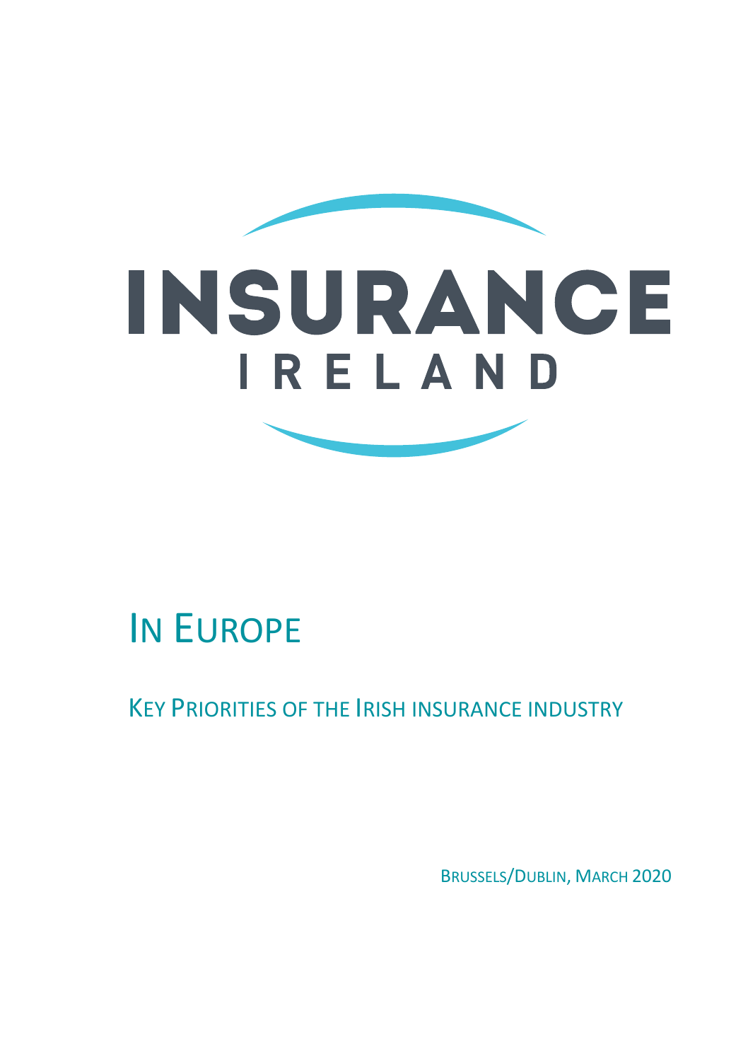# INSURANCE IRELAND

# IN EUROPE

## KEY PRIORITIES OF THE IRISH INSURANCE INDUSTRY

BRUSSELS/DUBLIN, MARCH 2020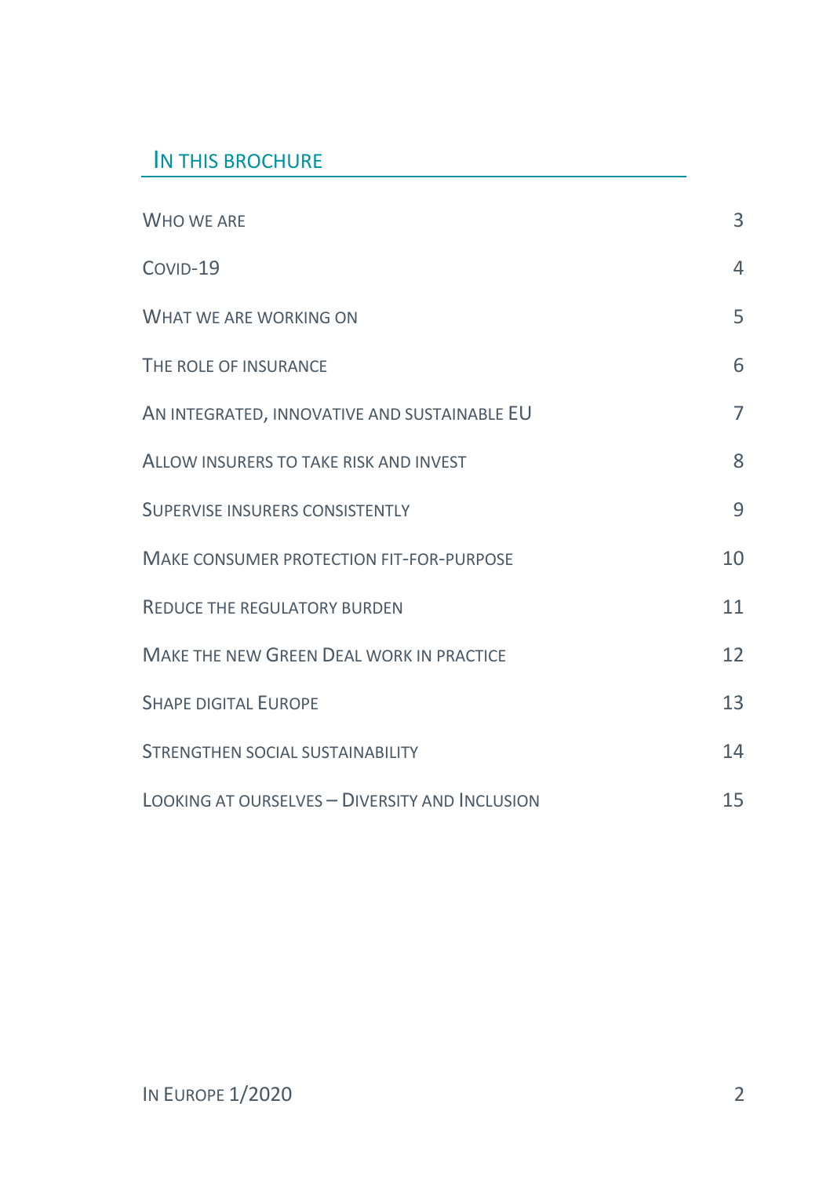## In this brochure

| | |
|---|---|
| Who we are | 3 |
| Covid-19 | 4 |
| What we are working on | 5 |
| The role of insurance | 6 |
| An integrated, innovative and sustainable EU | 7 |
| Allow insurers to take risk and invest | 8 |
| Supervise insurers consistently | 9 |
| Make consumer protection fit-for-purpose | 10 |
| Reduce the regulatory burden | 11 |
| Make the new Green Deal work in practice | 12 |
| Shape digital Europe | 13 |
| Strengthen social sustainability | 14 |
| Looking at ourselves – Diversity and Inclusion | 15 |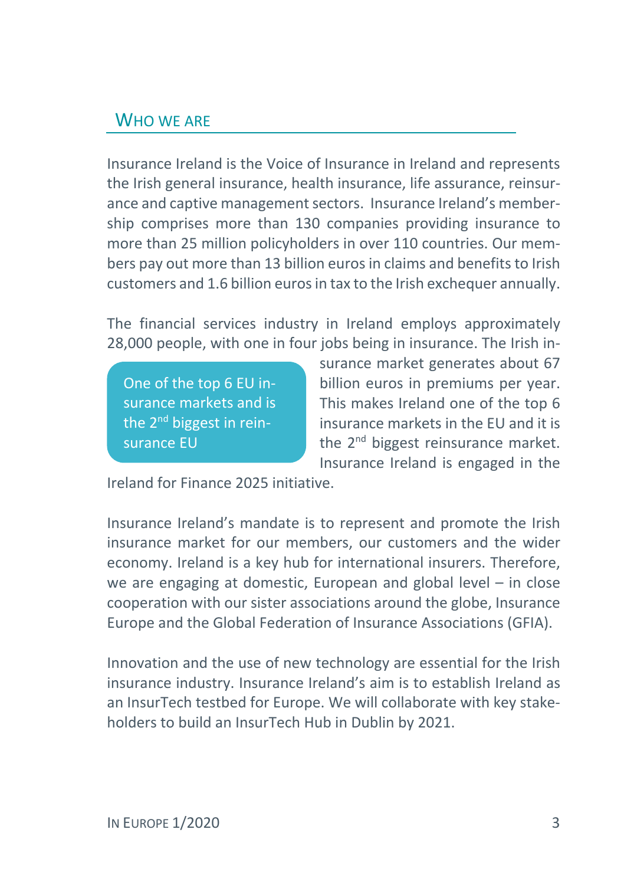## Who we are

Insurance Ireland is the Voice of Insurance in Ireland and represents the Irish general insurance, health insurance, life assurance, reinsurance and captive management sectors. Insurance Ireland's membership comprises more than 130 companies providing insurance to more than 25 million policyholders in over 110 countries. Our members pay out more than 13 billion euros in claims and benefits to Irish customers and 1.6 billion euros in tax to the Irish exchequer annually.

The financial services industry in Ireland employs approximately 28,000 people, with one in four jobs being in insurance. The Irish insurance market generates about 67 billion euros in premiums per year. This makes Ireland one of the top 6 insurance markets in the EU and it is the 2nd biggest reinsurance market. Insurance Ireland is engaged in the Ireland for Finance 2025 initiative.

> One of the top 6 EU insurance markets and is the 2nd biggest in reinsurance EU

Insurance Ireland's mandate is to represent and promote the Irish insurance market for our members, our customers and the wider economy. Ireland is a key hub for international insurers. Therefore, we are engaging at domestic, European and global level – in close cooperation with our sister associations around the globe, Insurance Europe and the Global Federation of Insurance Associations (GFIA).

Innovation and the use of new technology are essential for the Irish insurance industry. Insurance Ireland's aim is to establish Ireland as an InsurTech testbed for Europe. We will collaborate with key stakeholders to build an InsurTech Hub in Dublin by 2021.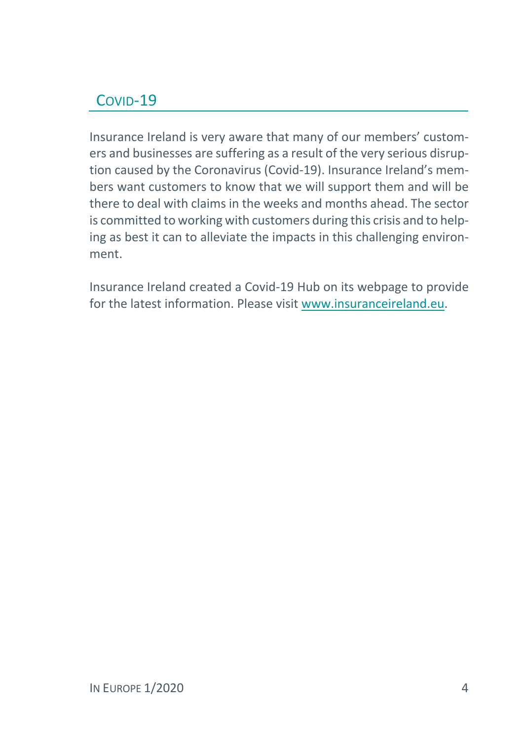## Covid-19

Insurance Ireland is very aware that many of our members' customers and businesses are suffering as a result of the very serious disruption caused by the Coronavirus (Covid-19). Insurance Ireland's members want customers to know that we will support them and will be there to deal with claims in the weeks and months ahead. The sector is committed to working with customers during this crisis and to helping as best it can to alleviate the impacts in this challenging environment.

Insurance Ireland created a Covid-19 Hub on its webpage to provide for the latest information. Please visit [www.insuranceireland.eu](http://www.insuranceireland.eu).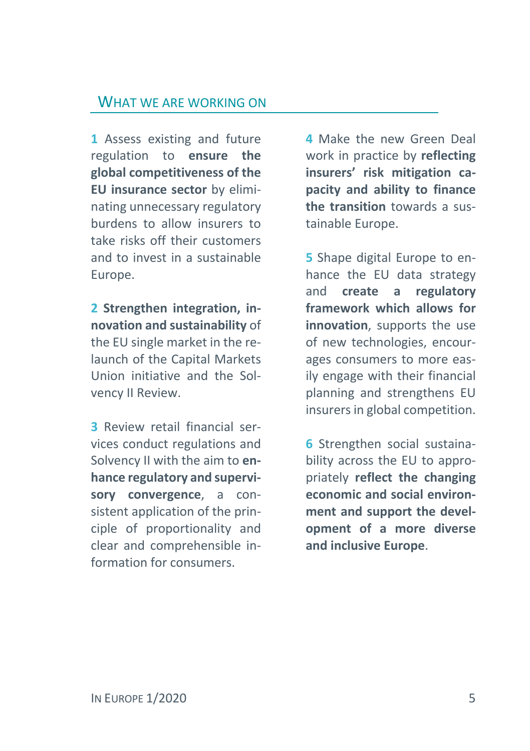## What we are working on

**1** Assess existing and future regulation to **ensure the global competitiveness of the EU insurance sector** by eliminating unnecessary regulatory burdens to allow insurers to take risks off their customers and to invest in a sustainable Europe.

**2** **Strengthen integration, innovation and sustainability** of the EU single market in the relaunch of the Capital Markets Union initiative and the Solvency II Review.

**3** Review retail financial services conduct regulations and Solvency II with the aim to **enhance regulatory and supervisory convergence**, a consistent application of the principle of proportionality and clear and comprehensible information for consumers.

**4** Make the new Green Deal work in practice by **reflecting insurers' risk mitigation capacity and ability to finance the transition** towards a sustainable Europe.

**5** Shape digital Europe to enhance the EU data strategy and **create a regulatory framework which allows for innovation**, supports the use of new technologies, encourages consumers to more easily engage with their financial planning and strengthens EU insurers in global competition.

**6** Strengthen social sustainability across the EU to appropriately **reflect the changing economic and social environment and support the development of a more diverse and inclusive Europe**.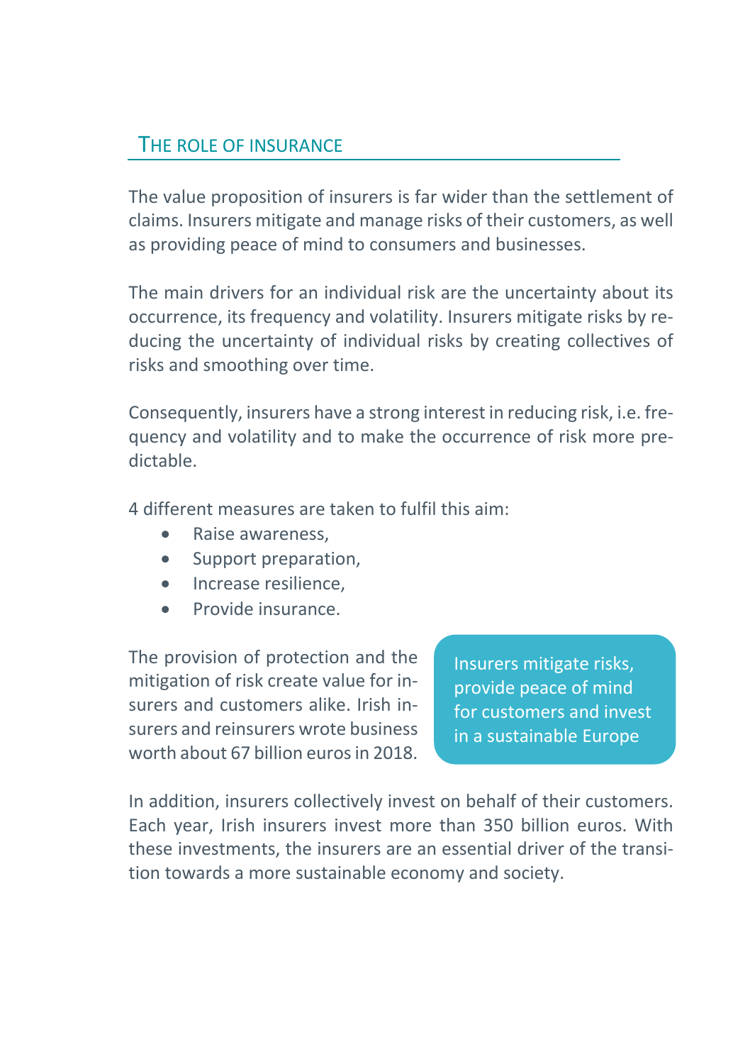## The role of insurance

The value proposition of insurers is far wider than the settlement of claims. Insurers mitigate and manage risks of their customers, as well as providing peace of mind to consumers and businesses.

The main drivers for an individual risk are the uncertainty about its occurrence, its frequency and volatility. Insurers mitigate risks by reducing the uncertainty of individual risks by creating collectives of risks and smoothing over time.

Consequently, insurers have a strong interest in reducing risk, i.e. frequency and volatility and to make the occurrence of risk more predictable.

4 different measures are taken to fulfil this aim:

- Raise awareness,
- Support preparation,
- Increase resilience,
- Provide insurance.

The provision of protection and the mitigation of risk create value for insurers and customers alike. Irish insurers and reinsurers wrote business worth about 67 billion euros in 2018.

> Insurers mitigate risks, provide peace of mind for customers and invest in a sustainable Europe

In addition, insurers collectively invest on behalf of their customers. Each year, Irish insurers invest more than 350 billion euros. With these investments, the insurers are an essential driver of the transition towards a more sustainable economy and society.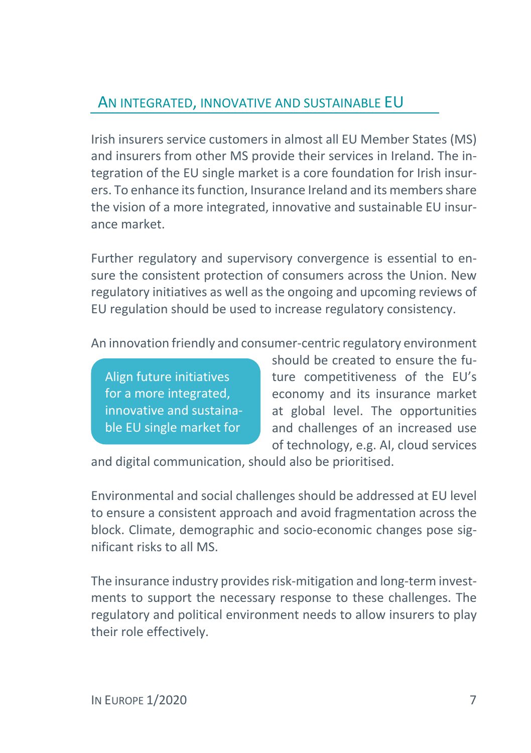## An integrated, innovative and sustainable EU

Irish insurers service customers in almost all EU Member States (MS) and insurers from other MS provide their services in Ireland. The integration of the EU single market is a core foundation for Irish insurers. To enhance its function, Insurance Ireland and its members share the vision of a more integrated, innovative and sustainable EU insurance market.

Further regulatory and supervisory convergence is essential to ensure the consistent protection of consumers across the Union. New regulatory initiatives as well as the ongoing and upcoming reviews of EU regulation should be used to increase regulatory consistency.

> Align future initiatives for a more integrated, innovative and sustainable EU single market for

An innovation friendly and consumer-centric regulatory environment should be created to ensure the future competitiveness of the EU's economy and its insurance market at global level. The opportunities and challenges of an increased use of technology, e.g. AI, cloud services and digital communication, should also be prioritised.

Environmental and social challenges should be addressed at EU level to ensure a consistent approach and avoid fragmentation across the block. Climate, demographic and socio-economic changes pose significant risks to all MS.

The insurance industry provides risk-mitigation and long-term investments to support the necessary response to these challenges. The regulatory and political environment needs to allow insurers to play their role effectively.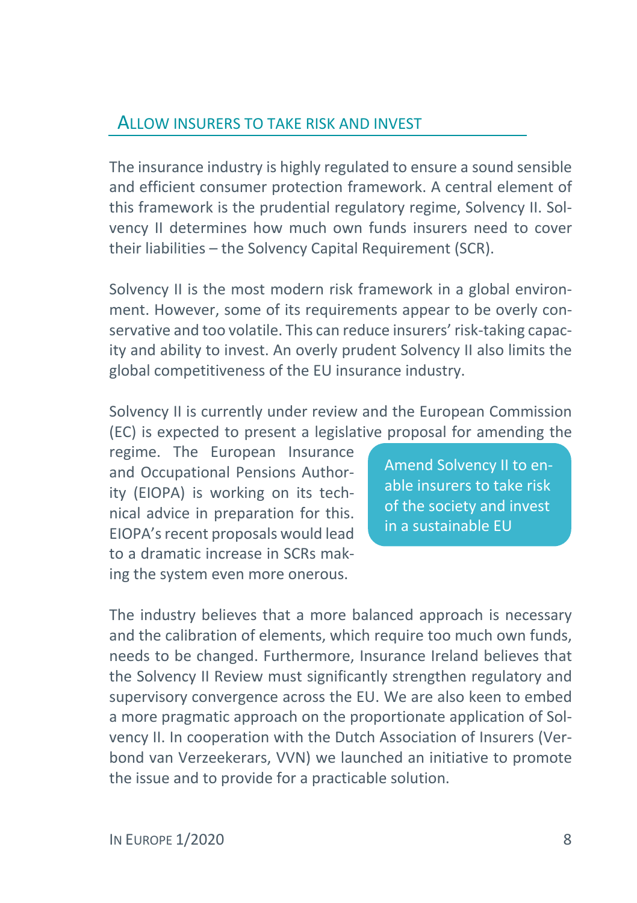## Allow insurers to take risk and invest

The insurance industry is highly regulated to ensure a sound sensible and efficient consumer protection framework. A central element of this framework is the prudential regulatory regime, Solvency II. Solvency II determines how much own funds insurers need to cover their liabilities – the Solvency Capital Requirement (SCR).

Solvency II is the most modern risk framework in a global environment. However, some of its requirements appear to be overly conservative and too volatile. This can reduce insurers' risk-taking capacity and ability to invest. An overly prudent Solvency II also limits the global competitiveness of the EU insurance industry.

Solvency II is currently under review and the European Commission (EC) is expected to present a legislative proposal for amending the regime. The European Insurance and Occupational Pensions Authority (EIOPA) is working on its technical advice in preparation for this. EIOPA's recent proposals would lead to a dramatic increase in SCRs making the system even more onerous.

> Amend Solvency II to enable insurers to take risk of the society and invest in a sustainable EU

The industry believes that a more balanced approach is necessary and the calibration of elements, which require too much own funds, needs to be changed. Furthermore, Insurance Ireland believes that the Solvency II Review must significantly strengthen regulatory and supervisory convergence across the EU. We are also keen to embed a more pragmatic approach on the proportionate application of Solvency II. In cooperation with the Dutch Association of Insurers (Verbond van Verzeekerars, VVN) we launched an initiative to promote the issue and to provide for a practicable solution.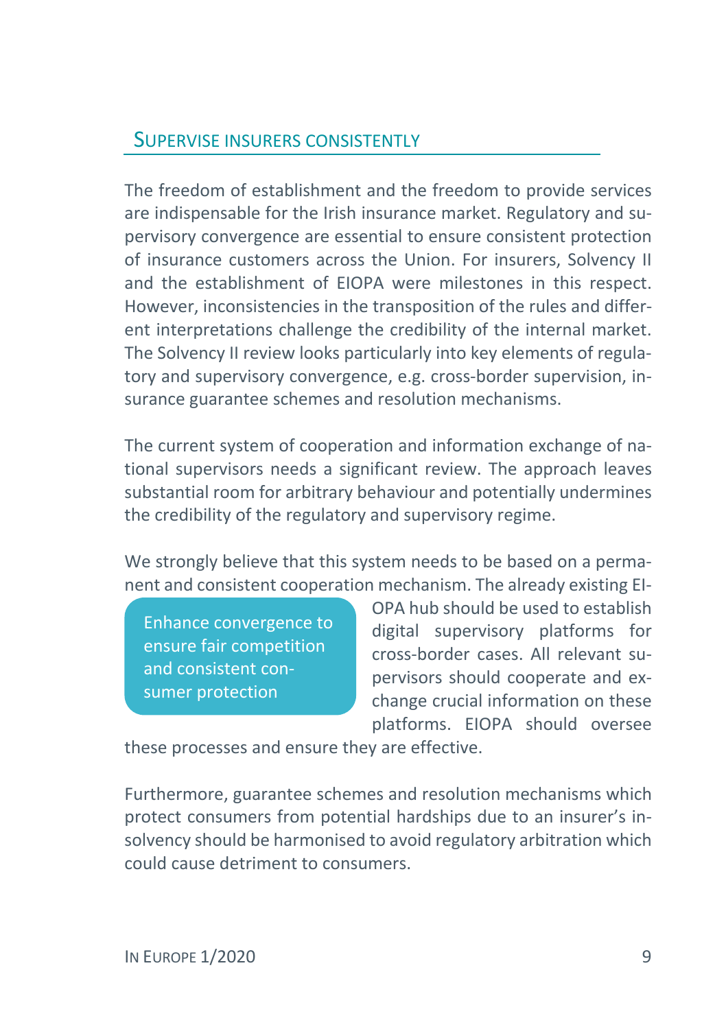## Supervise insurers consistently

The freedom of establishment and the freedom to provide services are indispensable for the Irish insurance market. Regulatory and supervisory convergence are essential to ensure consistent protection of insurance customers across the Union. For insurers, Solvency II and the establishment of EIOPA were milestones in this respect. However, inconsistencies in the transposition of the rules and different interpretations challenge the credibility of the internal market. The Solvency II review looks particularly into key elements of regulatory and supervisory convergence, e.g. cross-border supervision, insurance guarantee schemes and resolution mechanisms.

The current system of cooperation and information exchange of national supervisors needs a significant review. The approach leaves substantial room for arbitrary behaviour and potentially undermines the credibility of the regulatory and supervisory regime.

We strongly believe that this system needs to be based on a permanent and consistent cooperation mechanism. The already existing EIOPA hub should be used to establish digital supervisory platforms for cross-border cases. All relevant supervisors should cooperate and exchange crucial information on these platforms. EIOPA should oversee these processes and ensure they are effective.

> Enhance convergence to ensure fair competition and consistent consumer protection

Furthermore, guarantee schemes and resolution mechanisms which protect consumers from potential hardships due to an insurer's insolvency should be harmonised to avoid regulatory arbitration which could cause detriment to consumers.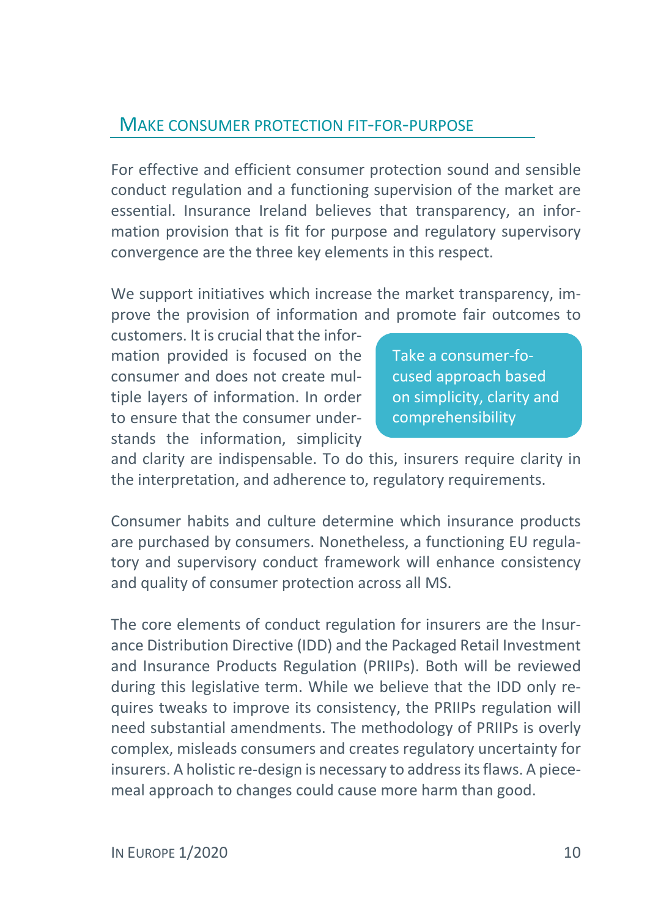## Make consumer protection fit-for-purpose

For effective and efficient consumer protection sound and sensible conduct regulation and a functioning supervision of the market are essential. Insurance Ireland believes that transparency, an information provision that is fit for purpose and regulatory supervisory convergence are the three key elements in this respect.

We support initiatives which increase the market transparency, improve the provision of information and promote fair outcomes to customers. It is crucial that the information provided is focused on the consumer and does not create multiple layers of information. In order to ensure that the consumer understands the information, simplicity and clarity are indispensable. To do this, insurers require clarity in the interpretation, and adherence to, regulatory requirements.

> Take a consumer-focused approach based on simplicity, clarity and comprehensibility

Consumer habits and culture determine which insurance products are purchased by consumers. Nonetheless, a functioning EU regulatory and supervisory conduct framework will enhance consistency and quality of consumer protection across all MS.

The core elements of conduct regulation for insurers are the Insurance Distribution Directive (IDD) and the Packaged Retail Investment and Insurance Products Regulation (PRIIPs). Both will be reviewed during this legislative term. While we believe that the IDD only requires tweaks to improve its consistency, the PRIIPs regulation will need substantial amendments. The methodology of PRIIPs is overly complex, misleads consumers and creates regulatory uncertainty for insurers. A holistic re-design is necessary to address its flaws. A piecemeal approach to changes could cause more harm than good.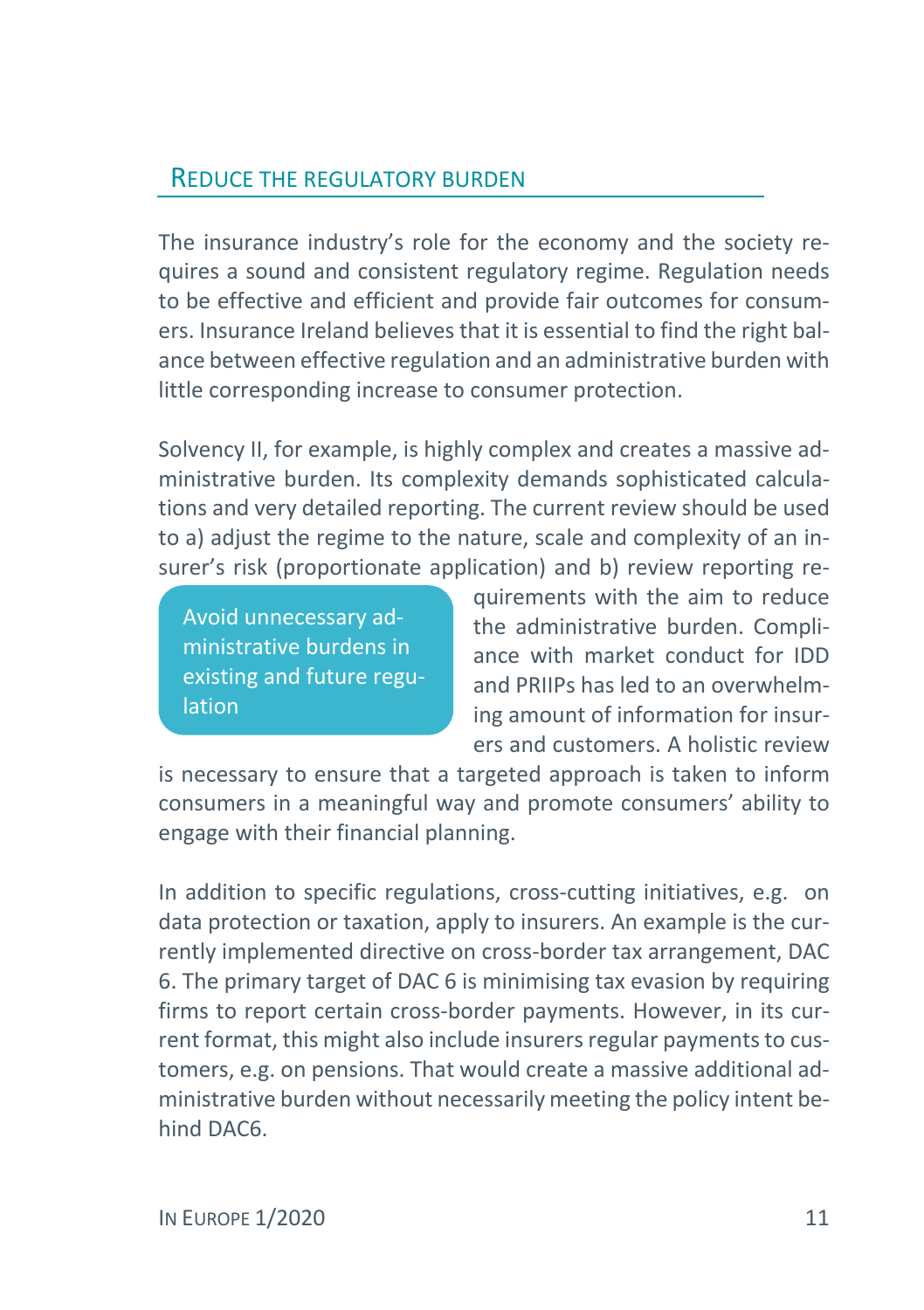## Reduce the regulatory burden

The insurance industry's role for the economy and the society requires a sound and consistent regulatory regime. Regulation needs to be effective and efficient and provide fair outcomes for consumers. Insurance Ireland believes that it is essential to find the right balance between effective regulation and an administrative burden with little corresponding increase to consumer protection.

Solvency II, for example, is highly complex and creates a massive administrative burden. Its complexity demands sophisticated calculations and very detailed reporting. The current review should be used to a) adjust the regime to the nature, scale and complexity of an insurer's risk (proportionate application) and b) review reporting requirements with the aim to reduce the administrative burden. Compliance with market conduct for IDD and PRIIPs has led to an overwhelming amount of information for insurers and customers. A holistic review is necessary to ensure that a targeted approach is taken to inform consumers in a meaningful way and promote consumers' ability to engage with their financial planning.

> Avoid unnecessary administrative burdens in existing and future regulation

In addition to specific regulations, cross-cutting initiatives, e.g. on data protection or taxation, apply to insurers. An example is the currently implemented directive on cross-border tax arrangement, DAC 6. The primary target of DAC 6 is minimising tax evasion by requiring firms to report certain cross-border payments. However, in its current format, this might also include insurers regular payments to customers, e.g. on pensions. That would create a massive additional administrative burden without necessarily meeting the policy intent behind DAC6.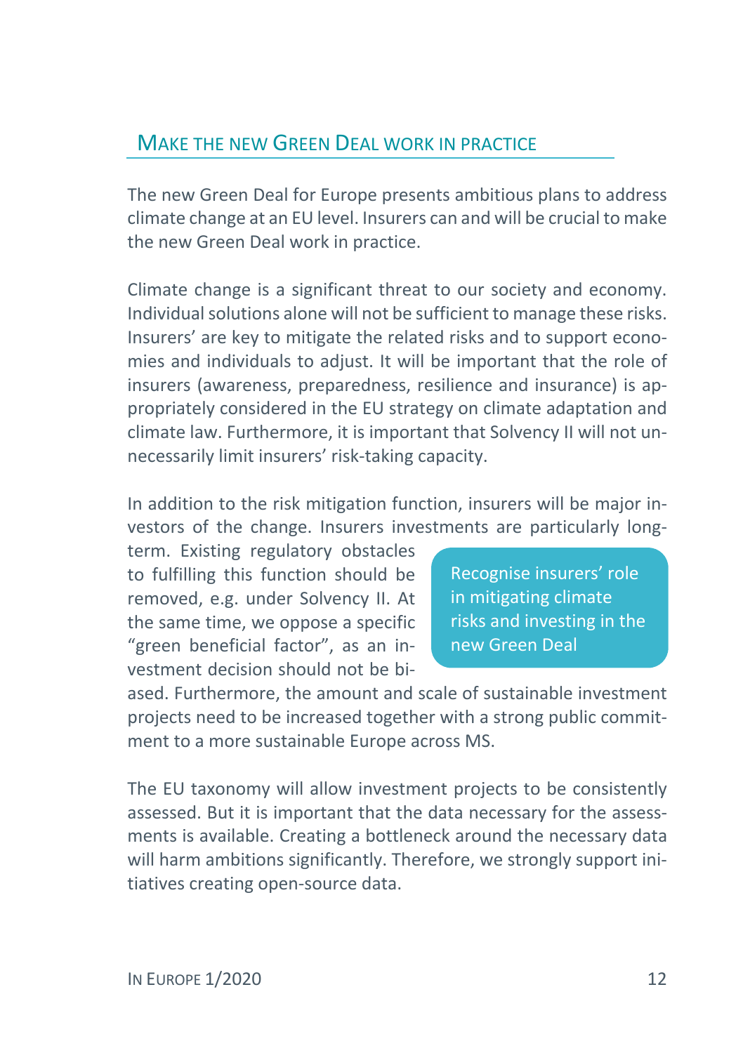## Make the new Green Deal work in practice

The new Green Deal for Europe presents ambitious plans to address climate change at an EU level. Insurers can and will be crucial to make the new Green Deal work in practice.

Climate change is a significant threat to our society and economy. Individual solutions alone will not be sufficient to manage these risks. Insurers' are key to mitigate the related risks and to support economies and individuals to adjust. It will be important that the role of insurers (awareness, preparedness, resilience and insurance) is appropriately considered in the EU strategy on climate adaptation and climate law. Furthermore, it is important that Solvency II will not unnecessarily limit insurers' risk-taking capacity.

In addition to the risk mitigation function, insurers will be major investors of the change. Insurers investments are particularly long-term. Existing regulatory obstacles to fulfilling this function should be removed, e.g. under Solvency II. At the same time, we oppose a specific "green beneficial factor", as an investment decision should not be biased. Furthermore, the amount and scale of sustainable investment projects need to be increased together with a strong public commitment to a more sustainable Europe across MS.

> Recognise insurers' role in mitigating climate risks and investing in the new Green Deal

The EU taxonomy will allow investment projects to be consistently assessed. But it is important that the data necessary for the assessments is available. Creating a bottleneck around the necessary data will harm ambitions significantly. Therefore, we strongly support initiatives creating open-source data.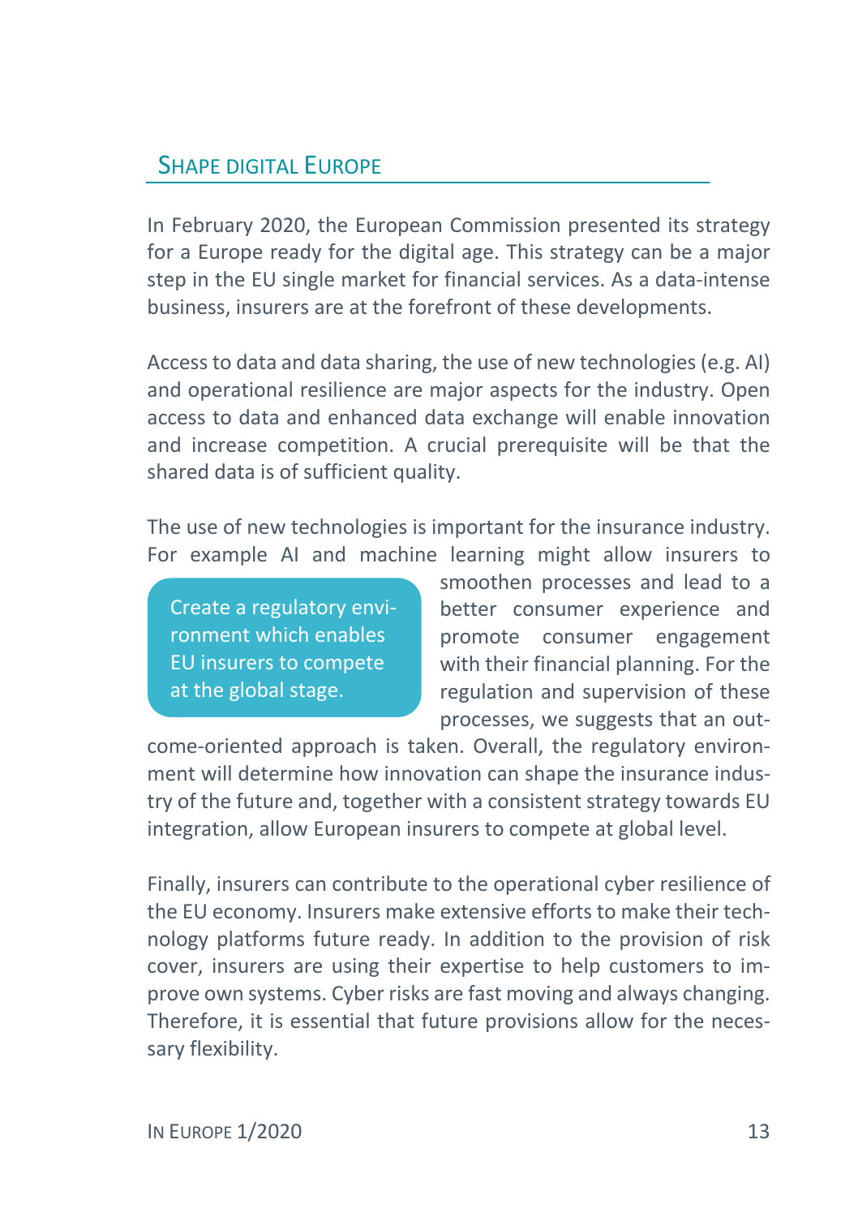## Shape digital Europe

In February 2020, the European Commission presented its strategy for a Europe ready for the digital age. This strategy can be a major step in the EU single market for financial services. As a data-intense business, insurers are at the forefront of these developments.

Access to data and data sharing, the use of new technologies (e.g. AI) and operational resilience are major aspects for the industry. Open access to data and enhanced data exchange will enable innovation and increase competition. A crucial prerequisite will be that the shared data is of sufficient quality.

> Create a regulatory environment which enables EU insurers to compete at the global stage.

The use of new technologies is important for the insurance industry. For example AI and machine learning might allow insurers to smoothen processes and lead to a better consumer experience and promote consumer engagement with their financial planning. For the regulation and supervision of these processes, we suggests that an outcome-oriented approach is taken. Overall, the regulatory environment will determine how innovation can shape the insurance industry of the future and, together with a consistent strategy towards EU integration, allow European insurers to compete at global level.

Finally, insurers can contribute to the operational cyber resilience of the EU economy. Insurers make extensive efforts to make their technology platforms future ready. In addition to the provision of risk cover, insurers are using their expertise to help customers to improve own systems. Cyber risks are fast moving and always changing. Therefore, it is essential that future provisions allow for the necessary flexibility.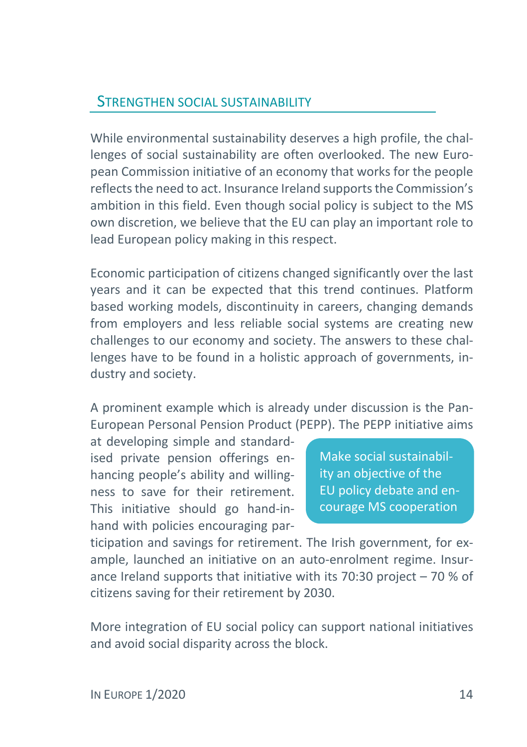## Strengthen social sustainability

While environmental sustainability deserves a high profile, the challenges of social sustainability are often overlooked. The new European Commission initiative of an economy that works for the people reflects the need to act. Insurance Ireland supports the Commission's ambition in this field. Even though social policy is subject to the MS own discretion, we believe that the EU can play an important role to lead European policy making in this respect.

Economic participation of citizens changed significantly over the last years and it can be expected that this trend continues. Platform based working models, discontinuity in careers, changing demands from employers and less reliable social systems are creating new challenges to our economy and society. The answers to these challenges have to be found in a holistic approach of governments, industry and society.

A prominent example which is already under discussion is the Pan-European Personal Pension Product (PEPP). The PEPP initiative aims at developing simple and standardised private pension offerings enhancing people's ability and willingness to save for their retirement. This initiative should go hand-in-hand with policies encouraging participation and savings for retirement. The Irish government, for example, launched an initiative on an auto-enrolment regime. Insurance Ireland supports that initiative with its 70:30 project – 70 % of citizens saving for their retirement by 2030.

> Make social sustainability an objective of the EU policy debate and encourage MS cooperation

More integration of EU social policy can support national initiatives and avoid social disparity across the block.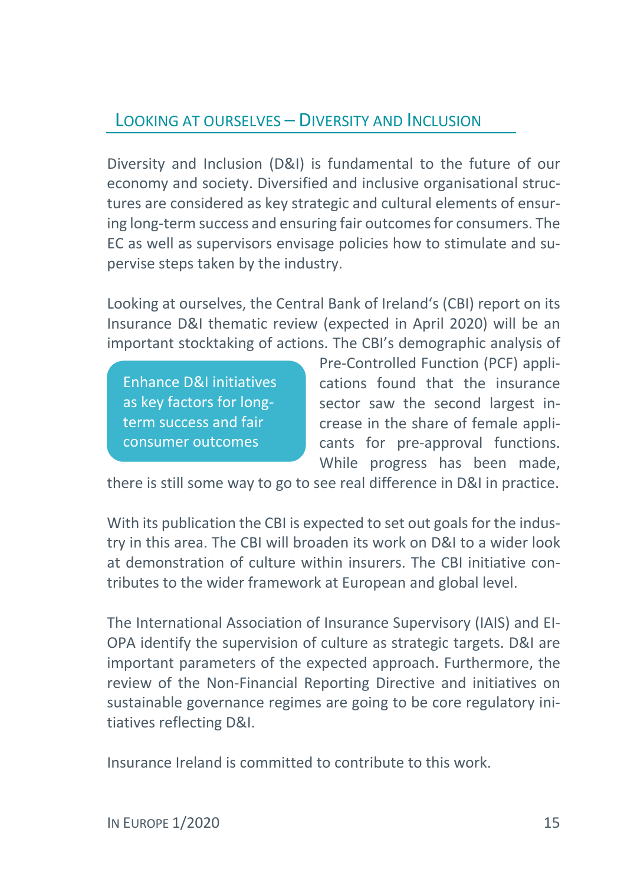## Looking at ourselves – Diversity and Inclusion

Diversity and Inclusion (D&I) is fundamental to the future of our economy and society. Diversified and inclusive organisational structures are considered as key strategic and cultural elements of ensuring long-term success and ensuring fair outcomes for consumers. The EC as well as supervisors envisage policies how to stimulate and supervise steps taken by the industry.

Looking at ourselves, the Central Bank of Ireland's (CBI) report on its Insurance D&I thematic review (expected in April 2020) will be an important stocktaking of actions. The CBI's demographic analysis of Pre-Controlled Function (PCF) applications found that the insurance sector saw the second largest increase in the share of female applicants for pre-approval functions. While progress has been made, there is still some way to go to see real difference in D&I in practice.

> Enhance D&I initiatives as key factors for long-term success and fair consumer outcomes

With its publication the CBI is expected to set out goals for the industry in this area. The CBI will broaden its work on D&I to a wider look at demonstration of culture within insurers. The CBI initiative contributes to the wider framework at European and global level.

The International Association of Insurance Supervisory (IAIS) and EIOPA identify the supervision of culture as strategic targets. D&I are important parameters of the expected approach. Furthermore, the review of the Non-Financial Reporting Directive and initiatives on sustainable governance regimes are going to be core regulatory initiatives reflecting D&I.

Insurance Ireland is committed to contribute to this work.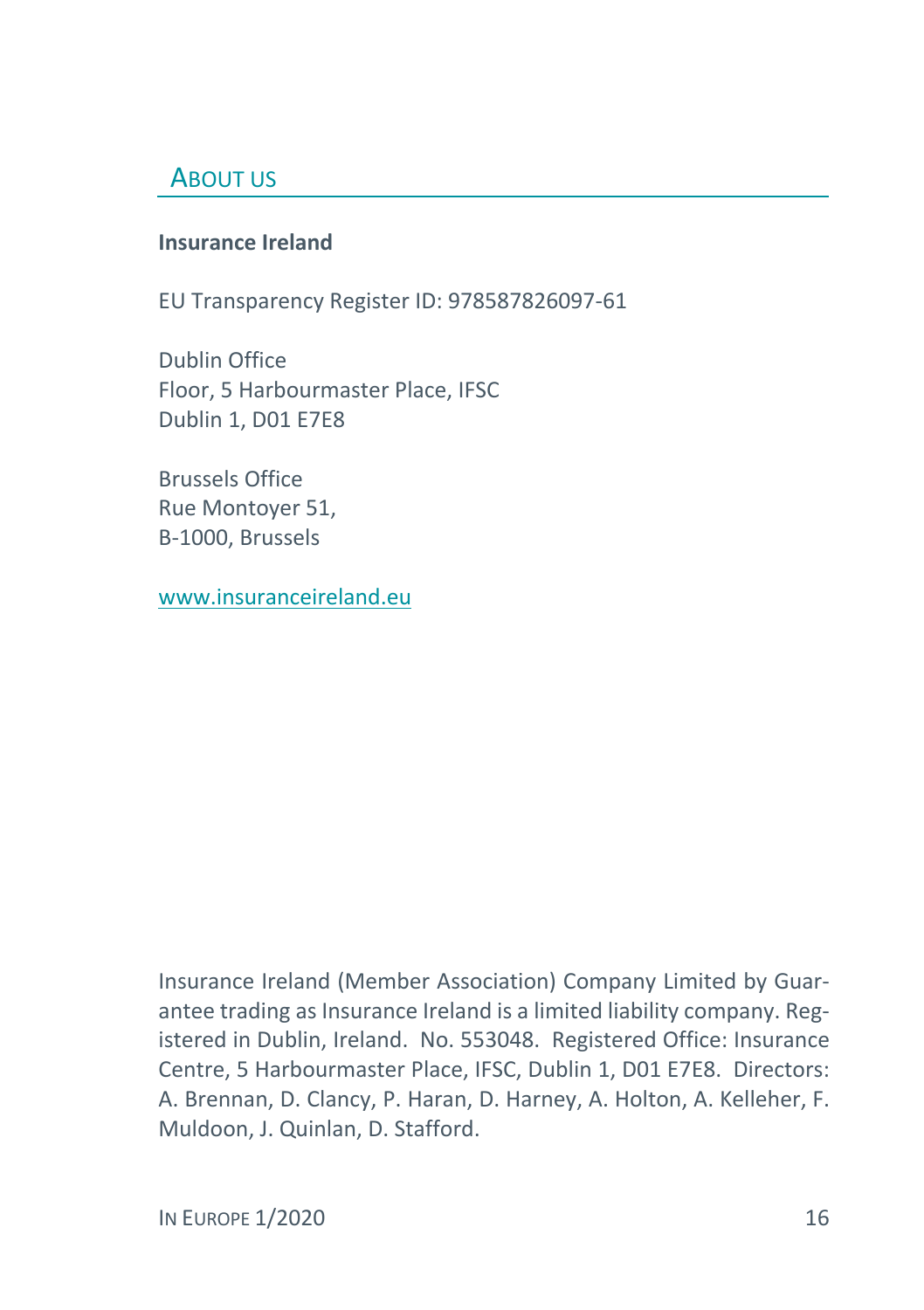## About us

**Insurance Ireland**

EU Transparency Register ID: 978587826097-61

Dublin Office
Floor, 5 Harbourmaster Place, IFSC
Dublin 1, D01 E7E8

Brussels Office
Rue Montoyer 51,
B-1000, Brussels

www.insuranceireland.eu

Insurance Ireland (Member Association) Company Limited by Guarantee trading as Insurance Ireland is a limited liability company. Registered in Dublin, Ireland. No. 553048. Registered Office: Insurance Centre, 5 Harbourmaster Place, IFSC, Dublin 1, D01 E7E8. Directors: A. Brennan, D. Clancy, P. Haran, D. Harney, A. Holton, A. Kelleher, F. Muldoon, J. Quinlan, D. Stafford.